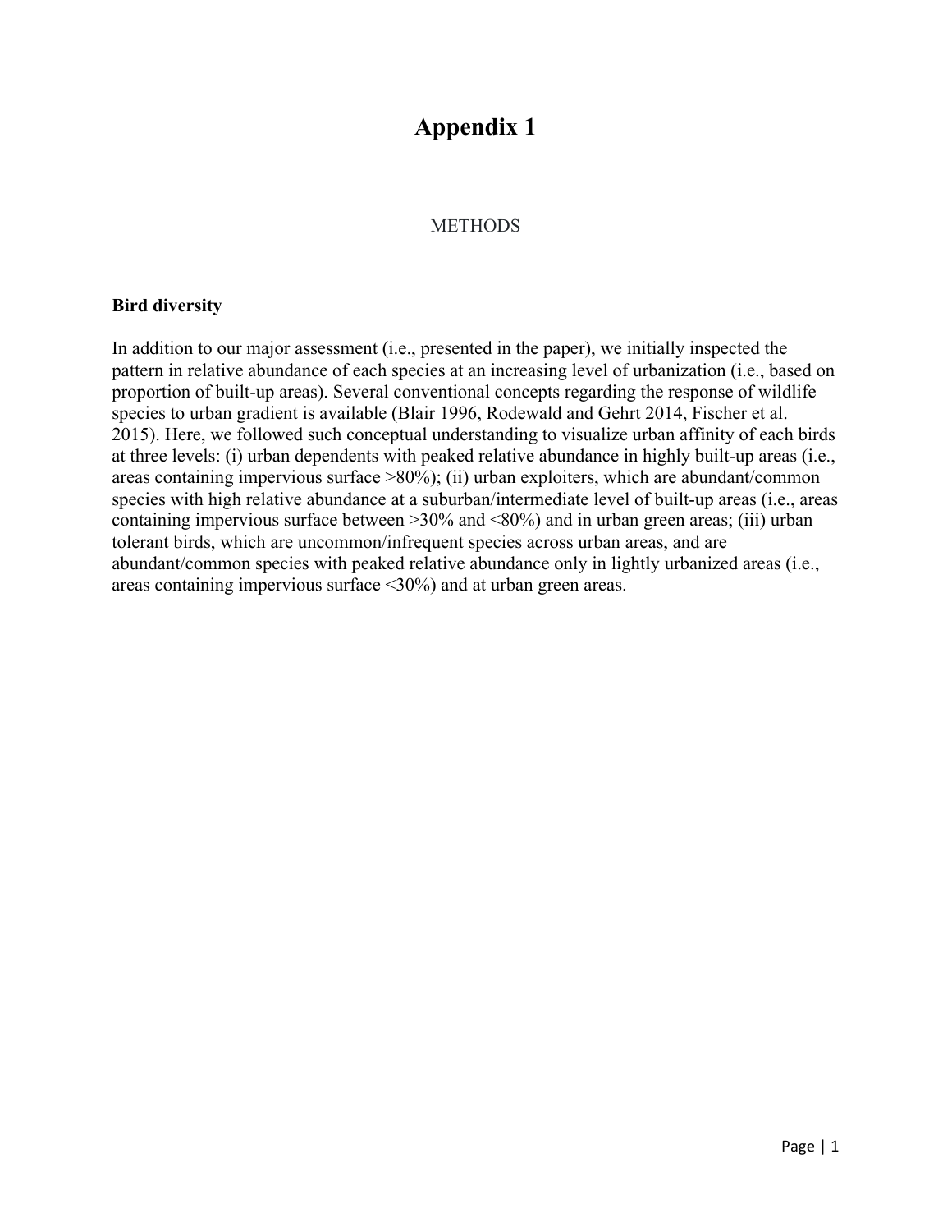# Appendix 1

## METHODS

### Bird diversity

In addition to our major assessment (i.e., presented in the paper), we initially inspected the pattern in relative abundance of each species at an increasing level of urbanization (i.e., based on proportion of built-up areas). Several conventional concepts regarding the response of wildlife species to urban gradient is available (Blair 1996, Rodewald and Gehrt 2014, Fischer et al. 2015). Here, we followed such conceptual understanding to visualize urban affinity of each birds at three levels: (i) urban dependents with peaked relative abundance in highly built-up areas (i.e., areas containing impervious surface >80%); (ii) urban exploiters, which are abundant/common species with high relative abundance at a suburban/intermediate level of built-up areas (i.e., areas containing impervious surface between >30% and <80%) and in urban green areas; (iii) urban tolerant birds, which are uncommon/infrequent species across urban areas, and are abundant/common species with peaked relative abundance only in lightly urbanized areas (i.e., areas containing impervious surface <30%) and at urban green areas.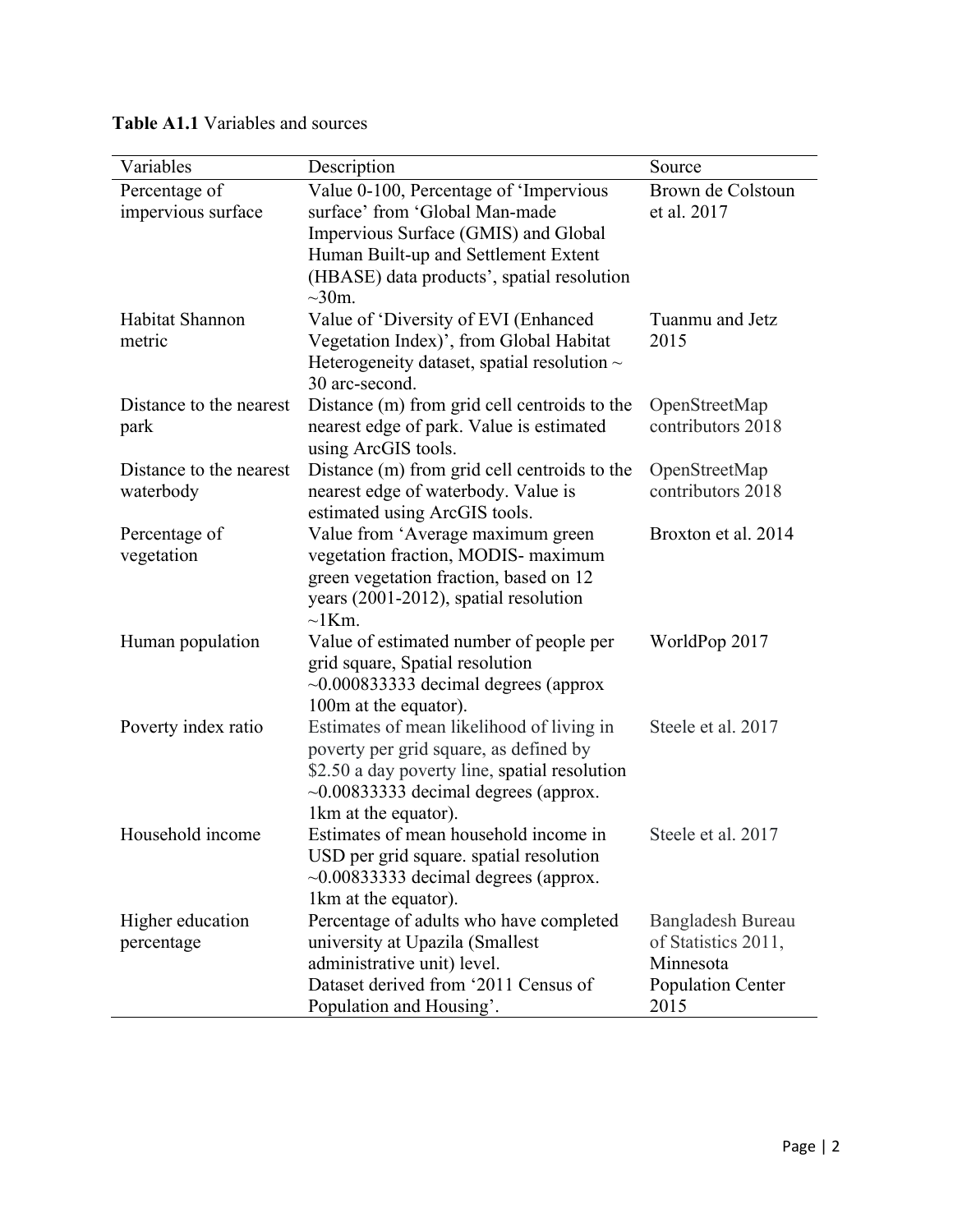**Table A1.1** Variables and sources

| Variables | Description | Source |
|---|---|---|
| Percentage of impervious surface | Value 0-100, Percentage of 'Impervious surface' from 'Global Man-made Impervious Surface (GMIS) and Global Human Built-up and Settlement Extent (HBASE) data products', spatial resolution ~30m. | Brown de Colstoun et al. 2017 |
| Habitat Shannon metric | Value of 'Diversity of EVI (Enhanced Vegetation Index)', from Global Habitat Heterogeneity dataset, spatial resolution ~ 30 arc-second. | Tuanmu and Jetz 2015 |
| Distance to the nearest park | Distance (m) from grid cell centroids to the nearest edge of park. Value is estimated using ArcGIS tools. | OpenStreetMap contributors 2018 |
| Distance to the nearest waterbody | Distance (m) from grid cell centroids to the nearest edge of waterbody. Value is estimated using ArcGIS tools. | OpenStreetMap contributors 2018 |
| Percentage of vegetation | Value from 'Average maximum green vegetation fraction, MODIS- maximum green vegetation fraction, based on 12 years (2001-2012), spatial resolution ~1Km. | Broxton et al. 2014 |
| Human population | Value of estimated number of people per grid square, Spatial resolution ~0.000833333 decimal degrees (approx 100m at the equator). | WorldPop 2017 |
| Poverty index ratio | Estimates of mean likelihood of living in poverty per grid square, as defined by $2.50 a day poverty line, spatial resolution ~0.00833333 decimal degrees (approx. 1km at the equator). | Steele et al. 2017 |
| Household income | Estimates of mean household income in USD per grid square. spatial resolution ~0.00833333 decimal degrees (approx. 1km at the equator). | Steele et al. 2017 |
| Higher education percentage | Percentage of adults who have completed university at Upazila (Smallest administrative unit) level. Dataset derived from '2011 Census of Population and Housing'. | Bangladesh Bureau of Statistics 2011, Minnesota Population Center 2015 |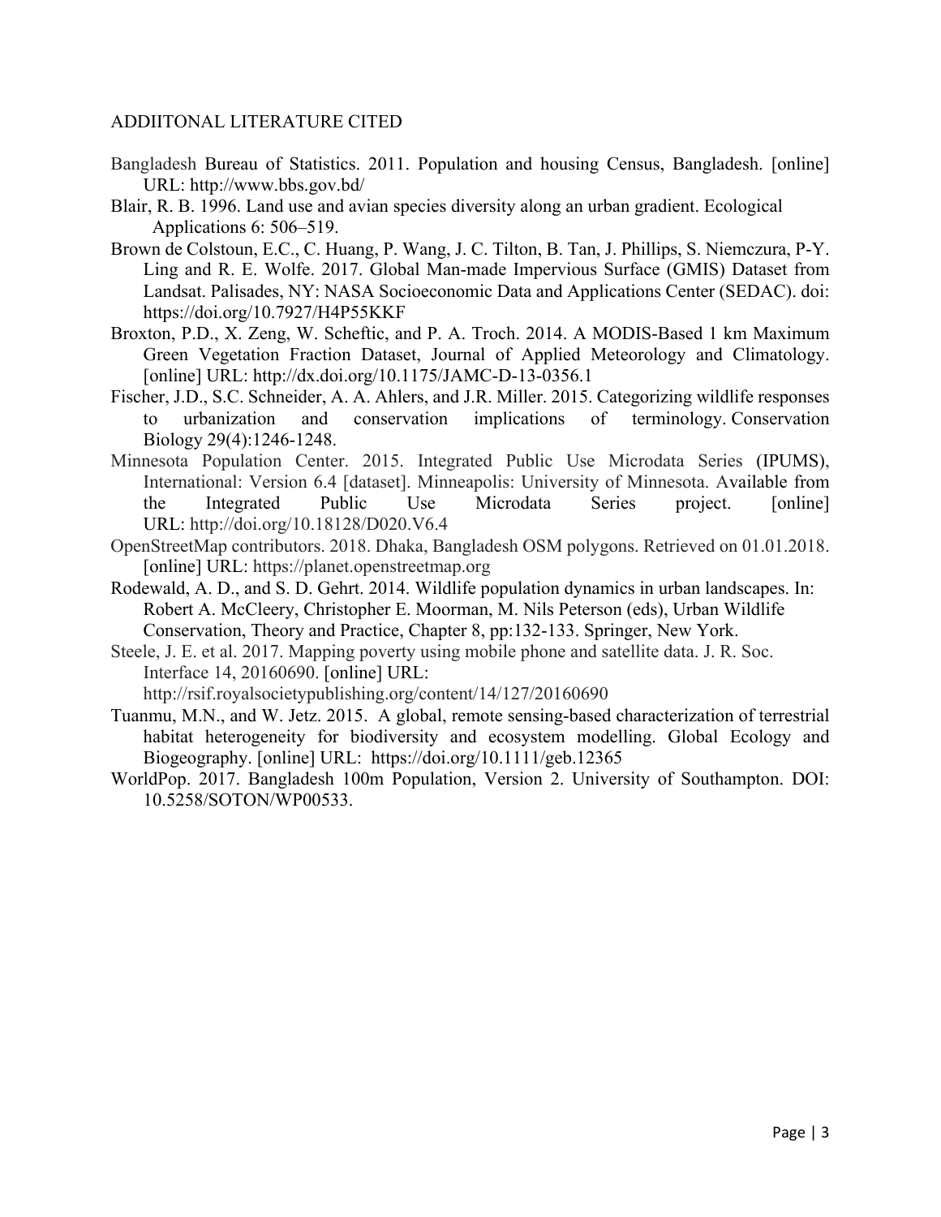ADDIITONAL LITERATURE CITED

Bangladesh Bureau of Statistics. 2011. Population and housing Census, Bangladesh. [online] URL: http://www.bbs.gov.bd/

Blair, R. B. 1996. Land use and avian species diversity along an urban gradient. Ecological Applications 6: 506–519.

Brown de Colstoun, E.C., C. Huang, P. Wang, J. C. Tilton, B. Tan, J. Phillips, S. Niemczura, P-Y. Ling and R. E. Wolfe. 2017. Global Man-made Impervious Surface (GMIS) Dataset from Landsat. Palisades, NY: NASA Socioeconomic Data and Applications Center (SEDAC). doi: https://doi.org/10.7927/H4P55KKF

Broxton, P.D., X. Zeng, W. Scheftic, and P. A. Troch. 2014. A MODIS-Based 1 km Maximum Green Vegetation Fraction Dataset, Journal of Applied Meteorology and Climatology. [online] URL: http://dx.doi.org/10.1175/JAMC-D-13-0356.1

Fischer, J.D., S.C. Schneider, A. A. Ahlers, and J.R. Miller. 2015. Categorizing wildlife responses to urbanization and conservation implications of terminology. Conservation Biology 29(4):1246-1248.

Minnesota Population Center. 2015. Integrated Public Use Microdata Series (IPUMS), International: Version 6.4 [dataset]. Minneapolis: University of Minnesota. Available from the Integrated Public Use Microdata Series project. [online] URL: http://doi.org/10.18128/D020.V6.4

OpenStreetMap contributors. 2018. Dhaka, Bangladesh OSM polygons. Retrieved on 01.01.2018. [online] URL: https://planet.openstreetmap.org

Rodewald, A. D., and S. D. Gehrt. 2014. Wildlife population dynamics in urban landscapes. In: Robert A. McCleery, Christopher E. Moorman, M. Nils Peterson (eds), Urban Wildlife Conservation, Theory and Practice, Chapter 8, pp:132-133. Springer, New York.

Steele, J. E. et al. 2017. Mapping poverty using mobile phone and satellite data. J. R. Soc. Interface 14, 20160690. [online] URL: http://rsif.royalsocietypublishing.org/content/14/127/20160690

Tuanmu, M.N., and W. Jetz. 2015. A global, remote sensing-based characterization of terrestrial habitat heterogeneity for biodiversity and ecosystem modelling. Global Ecology and Biogeography. [online] URL: https://doi.org/10.1111/geb.12365

WorldPop. 2017. Bangladesh 100m Population, Version 2. University of Southampton. DOI: 10.5258/SOTON/WP00533.